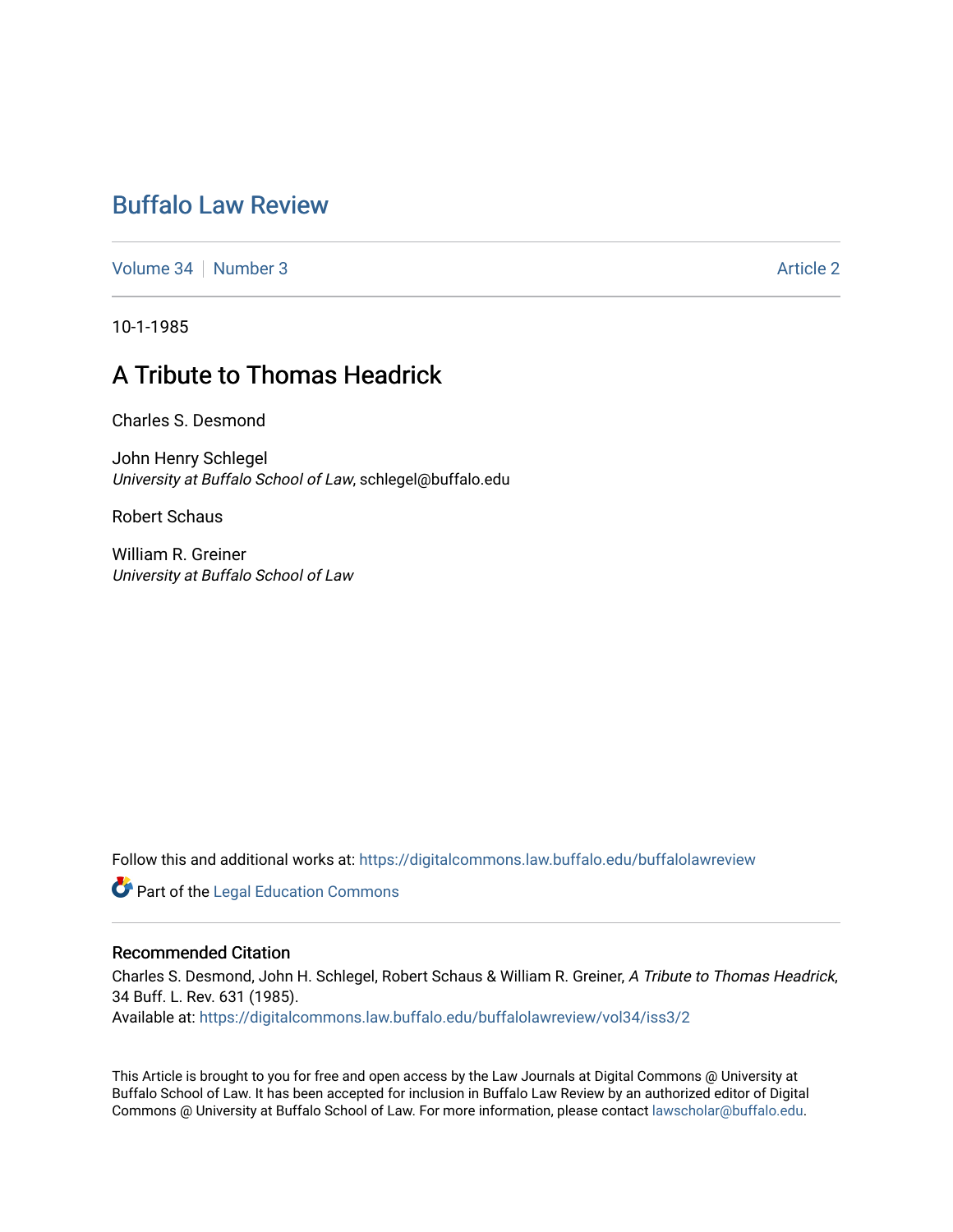# Buffalo Law Review

Volume 34 | Number 3 | Article 2

10-1-1985

## A Tribute to Thomas Headrick

Charles S. Desmond

John Henry Schlegel
*University at Buffalo School of Law*, schlegel@buffalo.edu

Robert Schaus

William R. Greiner
*University at Buffalo School of Law*

Follow this and additional works at: https://digitalcommons.law.buffalo.edu/buffalolawreview

Part of the Legal Education Commons

### Recommended Citation

Charles S. Desmond, John H. Schlegel, Robert Schaus & William R. Greiner, *A Tribute to Thomas Headrick*, 34 Buff. L. Rev. 631 (1985).
Available at: https://digitalcommons.law.buffalo.edu/buffalolawreview/vol34/iss3/2

This Article is brought to you for free and open access by the Law Journals at Digital Commons @ University at Buffalo School of Law. It has been accepted for inclusion in Buffalo Law Review by an authorized editor of Digital Commons @ University at Buffalo School of Law. For more information, please contact lawscholar@buffalo.edu.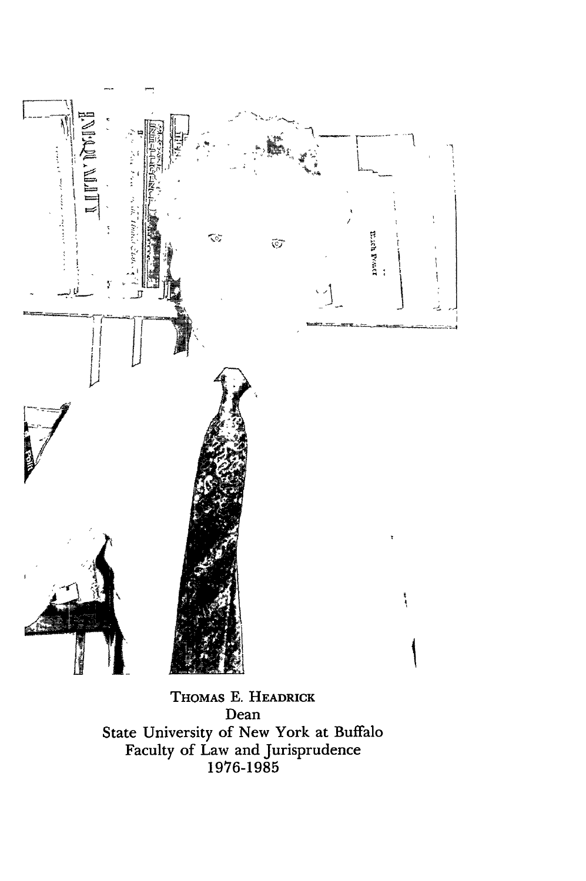THOMAS E. HEADRICK
Dean
State University of New York at Buffalo
Faculty of Law and Jurisprudence
1976-1985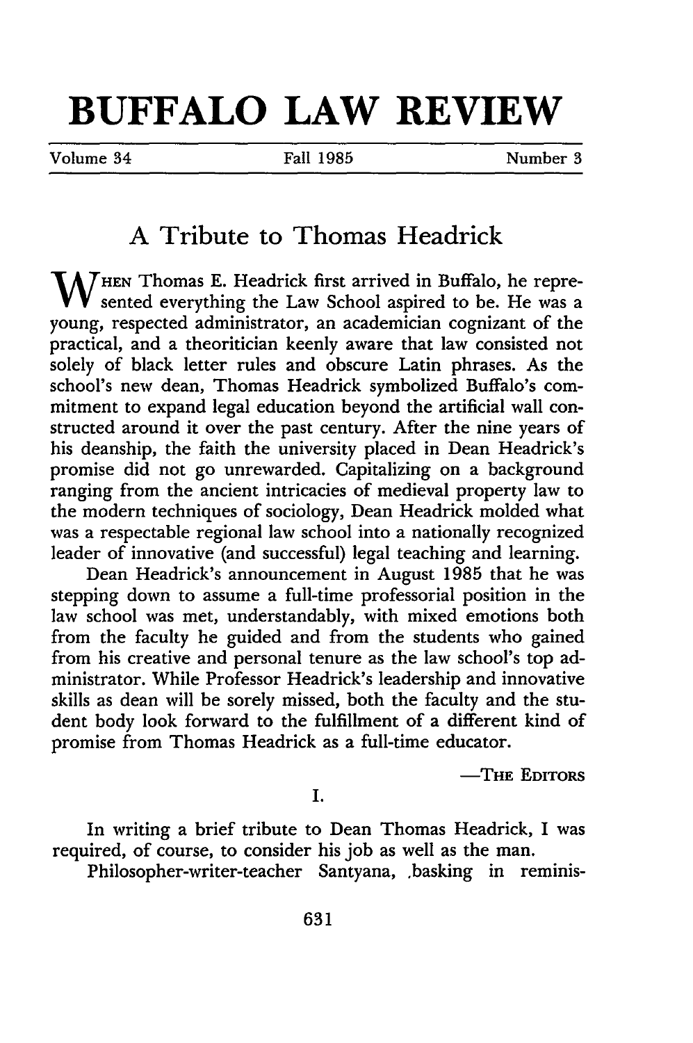# BUFFALO LAW REVIEW

Volume 34 | Fall 1985 | Number 3

## A Tribute to Thomas Headrick

WHEN Thomas E. Headrick first arrived in Buffalo, he represented everything the Law School aspired to be. He was a young, respected administrator, an academician cognizant of the practical, and a theoritician keenly aware that law consisted not solely of black letter rules and obscure Latin phrases. As the school's new dean, Thomas Headrick symbolized Buffalo's commitment to expand legal education beyond the artificial wall constructed around it over the past century. After the nine years of his deanship, the faith the university placed in Dean Headrick's promise did not go unrewarded. Capitalizing on a background ranging from the ancient intricacies of medieval property law to the modern techniques of sociology, Dean Headrick molded what was a respectable regional law school into a nationally recognized leader of innovative (and successful) legal teaching and learning.

Dean Headrick's announcement in August 1985 that he was stepping down to assume a full-time professorial position in the law school was met, understandably, with mixed emotions both from the faculty he guided and from the students who gained from his creative and personal tenure as the law school's top administrator. While Professor Headrick's leadership and innovative skills as dean will be sorely missed, both the faculty and the student body look forward to the fulfillment of a different kind of promise from Thomas Headrick as a full-time educator.

—THE EDITORS

I.

In writing a brief tribute to Dean Thomas Headrick, I was required, of course, to consider his job as well as the man.

Philosopher-writer-teacher Santyana, .basking in reminis-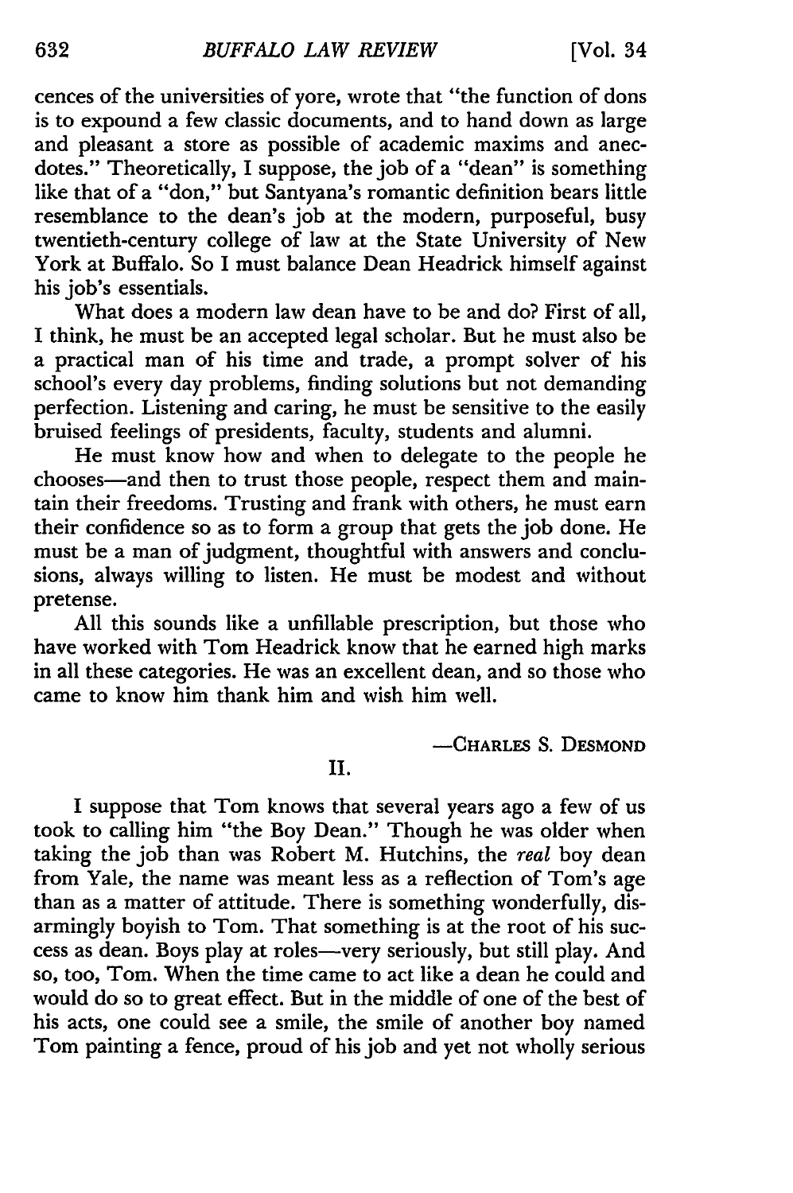cences of the universities of yore, wrote that "the function of dons is to expound a few classic documents, and to hand down as large and pleasant a store as possible of academic maxims and anecdotes." Theoretically, I suppose, the job of a "dean" is something like that of a "don," but Santyana's romantic definition bears little resemblance to the dean's job at the modern, purposeful, busy twentieth-century college of law at the State University of New York at Buffalo. So I must balance Dean Headrick himself against his job's essentials.

What does a modern law dean have to be and do? First of all, I think, he must be an accepted legal scholar. But he must also be a practical man of his time and trade, a prompt solver of his school's every day problems, finding solutions but not demanding perfection. Listening and caring, he must be sensitive to the easily bruised feelings of presidents, faculty, students and alumni.

He must know how and when to delegate to the people he chooses—and then to trust those people, respect them and maintain their freedoms. Trusting and frank with others, he must earn their confidence so as to form a group that gets the job done. He must be a man of judgment, thoughtful with answers and conclusions, always willing to listen. He must be modest and without pretense.

All this sounds like a unfillable prescription, but those who have worked with Tom Headrick know that he earned high marks in all these categories. He was an excellent dean, and so those who came to know him thank him and wish him well.

—CHARLES S. DESMOND

## II.

I suppose that Tom knows that several years ago a few of us took to calling him "the Boy Dean." Though he was older when taking the job than was Robert M. Hutchins, the *real* boy dean from Yale, the name was meant less as a reflection of Tom's age than as a matter of attitude. There is something wonderfully, disarmingly boyish to Tom. That something is at the root of his success as dean. Boys play at roles—very seriously, but still play. And so, too, Tom. When the time came to act like a dean he could and would do so to great effect. But in the middle of one of the best of his acts, one could see a smile, the smile of another boy named Tom painting a fence, proud of his job and yet not wholly serious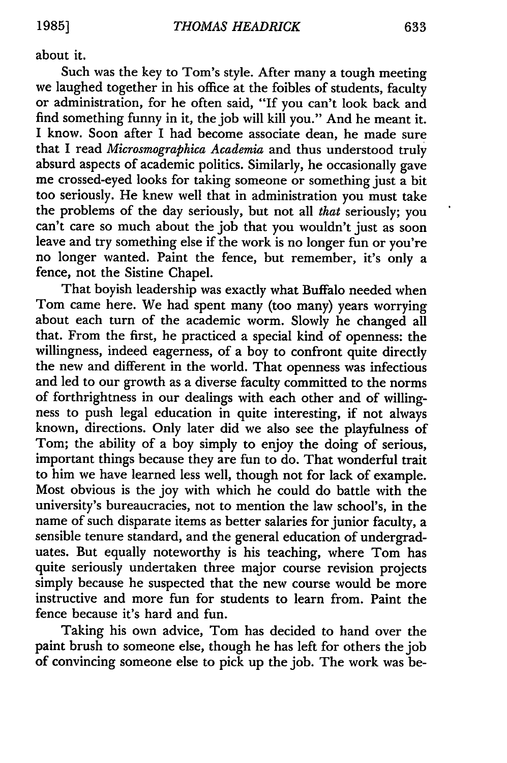about it.

Such was the key to Tom's style. After many a tough meeting we laughed together in his office at the foibles of students, faculty or administration, for he often said, "If you can't look back and find something funny in it, the job will kill you." And he meant it. I know. Soon after I had become associate dean, he made sure that I read *Microsmographica Academia* and thus understood truly absurd aspects of academic politics. Similarly, he occasionally gave me crossed-eyed looks for taking someone or something just a bit too seriously. He knew well that in administration you must take the problems of the day seriously, but not all *that* seriously; you can't care so much about the job that you wouldn't just as soon leave and try something else if the work is no longer fun or you're no longer wanted. Paint the fence, but remember, it's only a fence, not the Sistine Chapel.

That boyish leadership was exactly what Buffalo needed when Tom came here. We had spent many (too many) years worrying about each turn of the academic worm. Slowly he changed all that. From the first, he practiced a special kind of openness: the willingness, indeed eagerness, of a boy to confront quite directly the new and different in the world. That openness was infectious and led to our growth as a diverse faculty committed to the norms of forthrightness in our dealings with each other and of willingness to push legal education in quite interesting, if not always known, directions. Only later did we also see the playfulness of Tom; the ability of a boy simply to enjoy the doing of serious, important things because they are fun to do. That wonderful trait to him we have learned less well, though not for lack of example. Most obvious is the joy with which he could do battle with the university's bureaucracies, not to mention the law school's, in the name of such disparate items as better salaries for junior faculty, a sensible tenure standard, and the general education of undergraduates. But equally noteworthy is his teaching, where Tom has quite seriously undertaken three major course revision projects simply because he suspected that the new course would be more instructive and more fun for students to learn from. Paint the fence because it's hard and fun.

Taking his own advice, Tom has decided to hand over the paint brush to someone else, though he has left for others the job of convincing someone else to pick up the job. The work was be-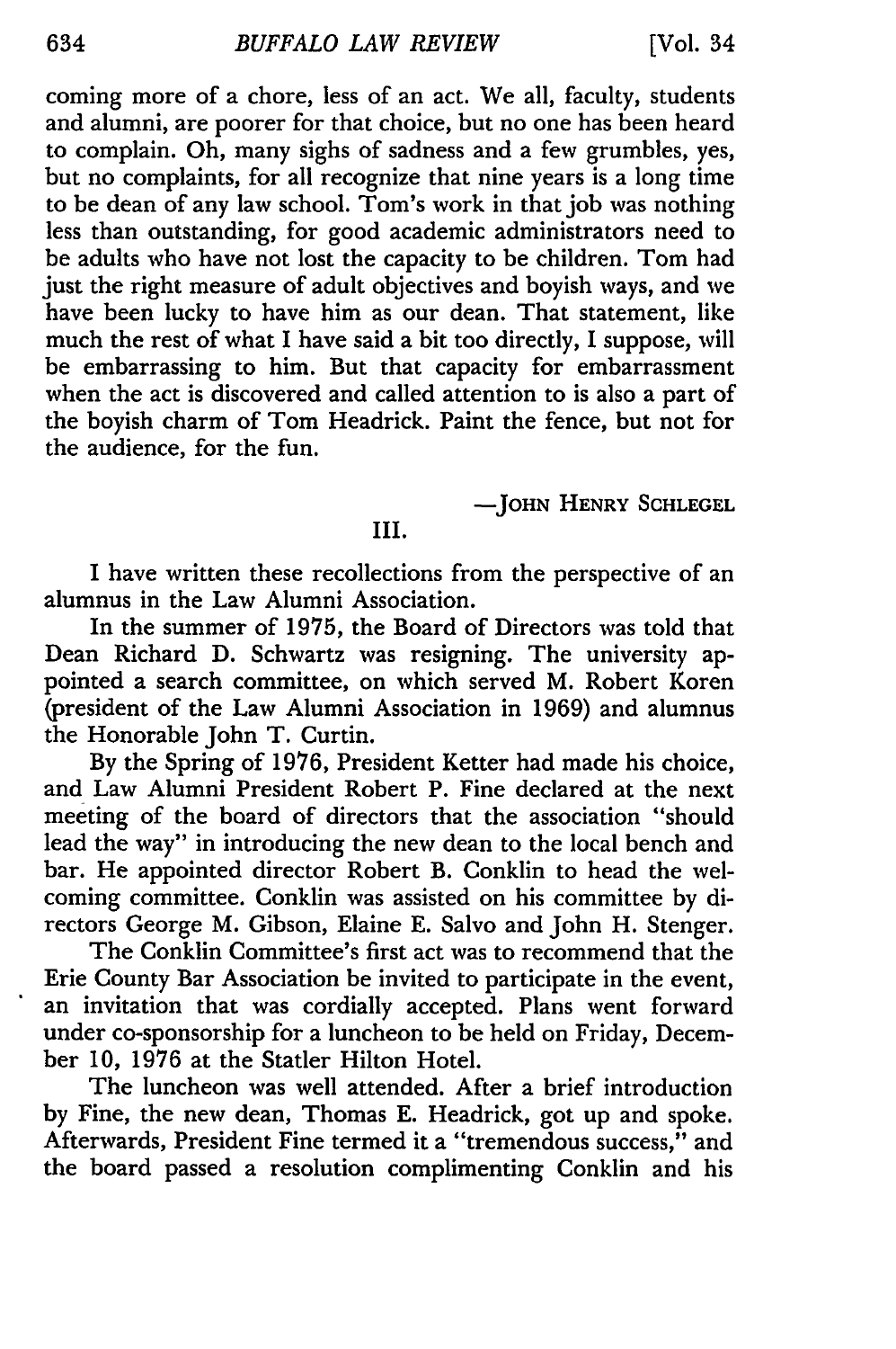coming more of a chore, less of an act. We all, faculty, students and alumni, are poorer for that choice, but no one has been heard to complain. Oh, many sighs of sadness and a few grumbles, yes, but no complaints, for all recognize that nine years is a long time to be dean of any law school. Tom's work in that job was nothing less than outstanding, for good academic administrators need to be adults who have not lost the capacity to be children. Tom had just the right measure of adult objectives and boyish ways, and we have been lucky to have him as our dean. That statement, like much the rest of what I have said a bit too directly, I suppose, will be embarrassing to him. But that capacity for embarrassment when the act is discovered and called attention to is also a part of the boyish charm of Tom Headrick. Paint the fence, but not for the audience, for the fun.

—JOHN HENRY SCHLEGEL

III.

I have written these recollections from the perspective of an alumnus in the Law Alumni Association.

In the summer of 1975, the Board of Directors was told that Dean Richard D. Schwartz was resigning. The university appointed a search committee, on which served M. Robert Koren (president of the Law Alumni Association in 1969) and alumnus the Honorable John T. Curtin.

By the Spring of 1976, President Ketter had made his choice, and Law Alumni President Robert P. Fine declared at the next meeting of the board of directors that the association "should lead the way" in introducing the new dean to the local bench and bar. He appointed director Robert B. Conklin to head the welcoming committee. Conklin was assisted on his committee by directors George M. Gibson, Elaine E. Salvo and John H. Stenger.

The Conklin Committee's first act was to recommend that the Erie County Bar Association be invited to participate in the event, an invitation that was cordially accepted. Plans went forward under co-sponsorship for a luncheon to be held on Friday, December 10, 1976 at the Statler Hilton Hotel.

The luncheon was well attended. After a brief introduction by Fine, the new dean, Thomas E. Headrick, got up and spoke. Afterwards, President Fine termed it a "tremendous success," and the board passed a resolution complimenting Conklin and his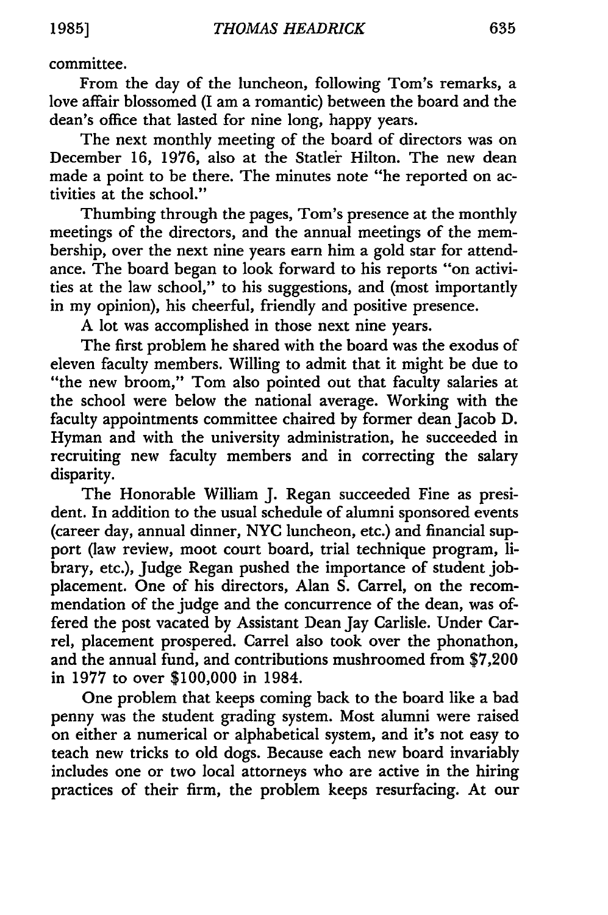committee.

From the day of the luncheon, following Tom's remarks, a love affair blossomed (I am a romantic) between the board and the dean's office that lasted for nine long, happy years.

The next monthly meeting of the board of directors was on December 16, 1976, also at the Statler Hilton. The new dean made a point to be there. The minutes note "he reported on activities at the school."

Thumbing through the pages, Tom's presence at the monthly meetings of the directors, and the annual meetings of the membership, over the next nine years earn him a gold star for attendance. The board began to look forward to his reports "on activities at the law school," to his suggestions, and (most importantly in my opinion), his cheerful, friendly and positive presence.

A lot was accomplished in those next nine years.

The first problem he shared with the board was the exodus of eleven faculty members. Willing to admit that it might be due to "the new broom," Tom also pointed out that faculty salaries at the school were below the national average. Working with the faculty appointments committee chaired by former dean Jacob D. Hyman and with the university administration, he succeeded in recruiting new faculty members and in correcting the salary disparity.

The Honorable William J. Regan succeeded Fine as president. In addition to the usual schedule of alumni sponsored events (career day, annual dinner, NYC luncheon, etc.) and financial support (law review, moot court board, trial technique program, library, etc.), Judge Regan pushed the importance of student job-placement. One of his directors, Alan S. Carrel, on the recommendation of the judge and the concurrence of the dean, was offered the post vacated by Assistant Dean Jay Carlisle. Under Carrel, placement prospered. Carrel also took over the phonathon, and the annual fund, and contributions mushroomed from $7,200 in 1977 to over $100,000 in 1984.

One problem that keeps coming back to the board like a bad penny was the student grading system. Most alumni were raised on either a numerical or alphabetical system, and it's not easy to teach new tricks to old dogs. Because each new board invariably includes one or two local attorneys who are active in the hiring practices of their firm, the problem keeps resurfacing. At our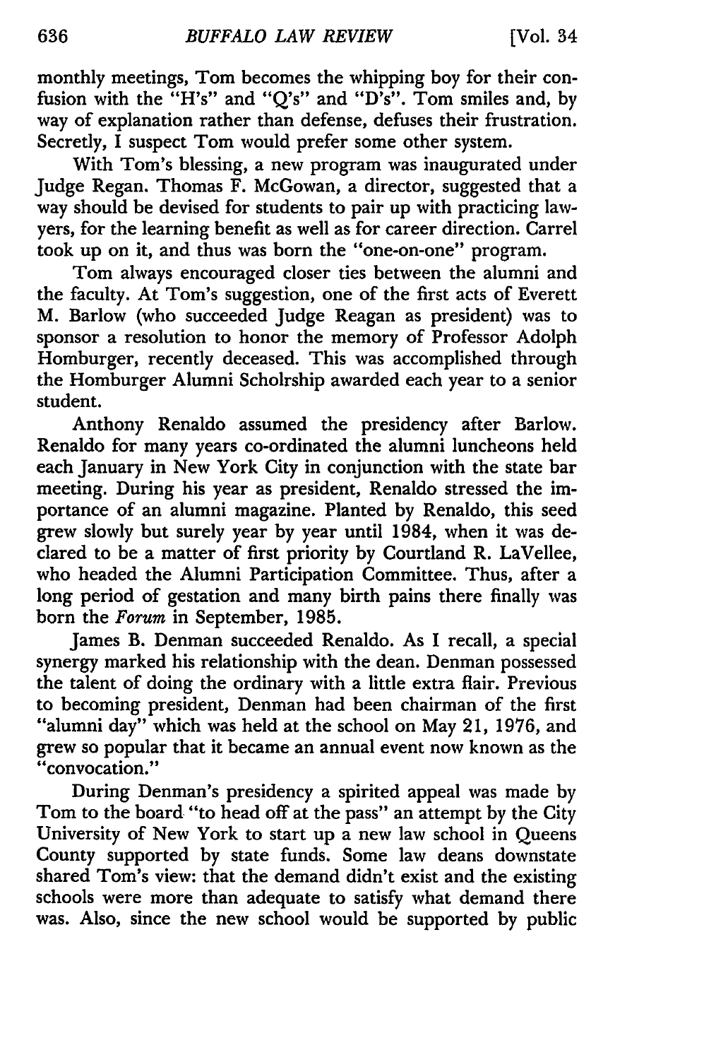monthly meetings, Tom becomes the whipping boy for their confusion with the "H's" and "Q's" and "D's". Tom smiles and, by way of explanation rather than defense, defuses their frustration. Secretly, I suspect Tom would prefer some other system.

With Tom's blessing, a new program was inaugurated under Judge Regan. Thomas F. McGowan, a director, suggested that a way should be devised for students to pair up with practicing lawyers, for the learning benefit as well as for career direction. Carrel took up on it, and thus was born the "one-on-one" program.

Tom always encouraged closer ties between the alumni and the faculty. At Tom's suggestion, one of the first acts of Everett M. Barlow (who succeeded Judge Reagan as president) was to sponsor a resolution to honor the memory of Professor Adolph Homburger, recently deceased. This was accomplished through the Homburger Alumni Scholrship awarded each year to a senior student.

Anthony Renaldo assumed the presidency after Barlow. Renaldo for many years co-ordinated the alumni luncheons held each January in New York City in conjunction with the state bar meeting. During his year as president, Renaldo stressed the importance of an alumni magazine. Planted by Renaldo, this seed grew slowly but surely year by year until 1984, when it was declared to be a matter of first priority by Courtland R. LaVellee, who headed the Alumni Participation Committee. Thus, after a long period of gestation and many birth pains there finally was born the *Forum* in September, 1985.

James B. Denman succeeded Renaldo. As I recall, a special synergy marked his relationship with the dean. Denman possessed the talent of doing the ordinary with a little extra flair. Previous to becoming president, Denman had been chairman of the first "alumni day" which was held at the school on May 21, 1976, and grew so popular that it became an annual event now known as the "convocation."

During Denman's presidency a spirited appeal was made by Tom to the board "to head off at the pass" an attempt by the City University of New York to start up a new law school in Queens County supported by state funds. Some law deans downstate shared Tom's view: that the demand didn't exist and the existing schools were more than adequate to satisfy what demand there was. Also, since the new school would be supported by public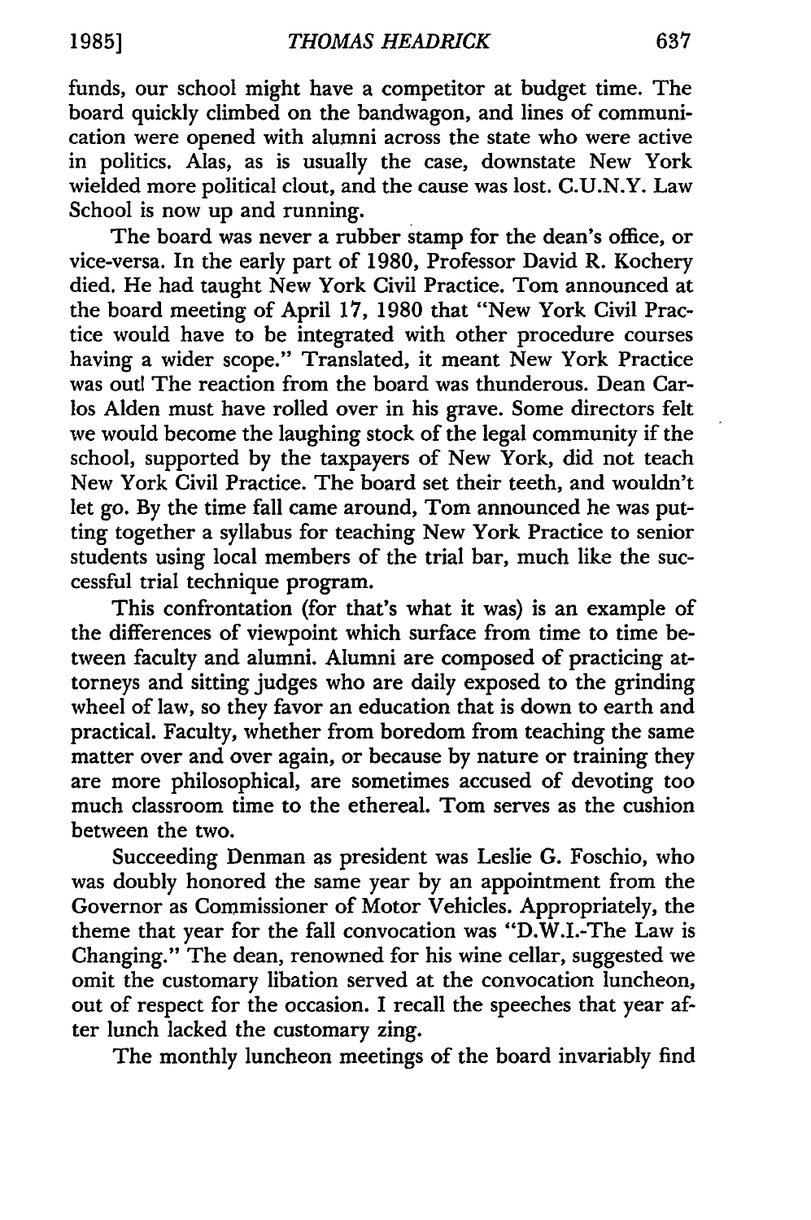funds, our school might have a competitor at budget time. The board quickly climbed on the bandwagon, and lines of communication were opened with alumni across the state who were active in politics. Alas, as is usually the case, downstate New York wielded more political clout, and the cause was lost. C.U.N.Y. Law School is now up and running.

The board was never a rubber stamp for the dean's office, or vice-versa. In the early part of 1980, Professor David R. Kochery died. He had taught New York Civil Practice. Tom announced at the board meeting of April 17, 1980 that "New York Civil Practice would have to be integrated with other procedure courses having a wider scope." Translated, it meant New York Practice was out! The reaction from the board was thunderous. Dean Carlos Alden must have rolled over in his grave. Some directors felt we would become the laughing stock of the legal community if the school, supported by the taxpayers of New York, did not teach New York Civil Practice. The board set their teeth, and wouldn't let go. By the time fall came around, Tom announced he was putting together a syllabus for teaching New York Practice to senior students using local members of the trial bar, much like the successful trial technique program.

This confrontation (for that's what it was) is an example of the differences of viewpoint which surface from time to time between faculty and alumni. Alumni are composed of practicing attorneys and sitting judges who are daily exposed to the grinding wheel of law, so they favor an education that is down to earth and practical. Faculty, whether from boredom from teaching the same matter over and over again, or because by nature or training they are more philosophical, are sometimes accused of devoting too much classroom time to the ethereal. Tom serves as the cushion between the two.

Succeeding Denman as president was Leslie G. Foschio, who was doubly honored the same year by an appointment from the Governor as Commissioner of Motor Vehicles. Appropriately, the theme that year for the fall convocation was "D.W.I.-The Law is Changing." The dean, renowned for his wine cellar, suggested we omit the customary libation served at the convocation luncheon, out of respect for the occasion. I recall the speeches that year after lunch lacked the customary zing.

The monthly luncheon meetings of the board invariably find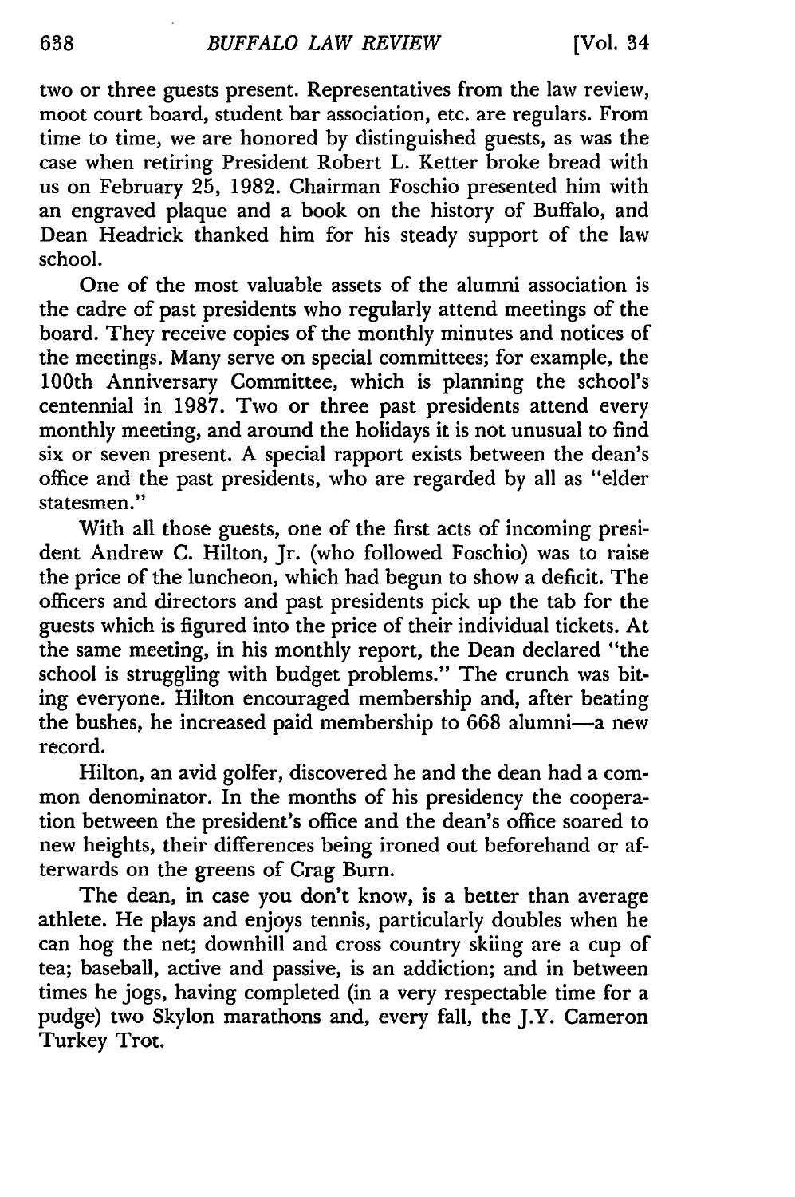two or three guests present. Representatives from the law review, moot court board, student bar association, etc. are regulars. From time to time, we are honored by distinguished guests, as was the case when retiring President Robert L. Ketter broke bread with us on February 25, 1982. Chairman Foschio presented him with an engraved plaque and a book on the history of Buffalo, and Dean Headrick thanked him for his steady support of the law school.

One of the most valuable assets of the alumni association is the cadre of past presidents who regularly attend meetings of the board. They receive copies of the monthly minutes and notices of the meetings. Many serve on special committees; for example, the 100th Anniversary Committee, which is planning the school's centennial in 1987. Two or three past presidents attend every monthly meeting, and around the holidays it is not unusual to find six or seven present. A special rapport exists between the dean's office and the past presidents, who are regarded by all as "elder statesmen."

With all those guests, one of the first acts of incoming president Andrew C. Hilton, Jr. (who followed Foschio) was to raise the price of the luncheon, which had begun to show a deficit. The officers and directors and past presidents pick up the tab for the guests which is figured into the price of their individual tickets. At the same meeting, in his monthly report, the Dean declared "the school is struggling with budget problems." The crunch was biting everyone. Hilton encouraged membership and, after beating the bushes, he increased paid membership to 668 alumni—a new record.

Hilton, an avid golfer, discovered he and the dean had a common denominator. In the months of his presidency the cooperation between the president's office and the dean's office soared to new heights, their differences being ironed out beforehand or afterwards on the greens of Crag Burn.

The dean, in case you don't know, is a better than average athlete. He plays and enjoys tennis, particularly doubles when he can hog the net; downhill and cross country skiing are a cup of tea; baseball, active and passive, is an addiction; and in between times he jogs, having completed (in a very respectable time for a pudge) two Skylon marathons and, every fall, the J.Y. Cameron Turkey Trot.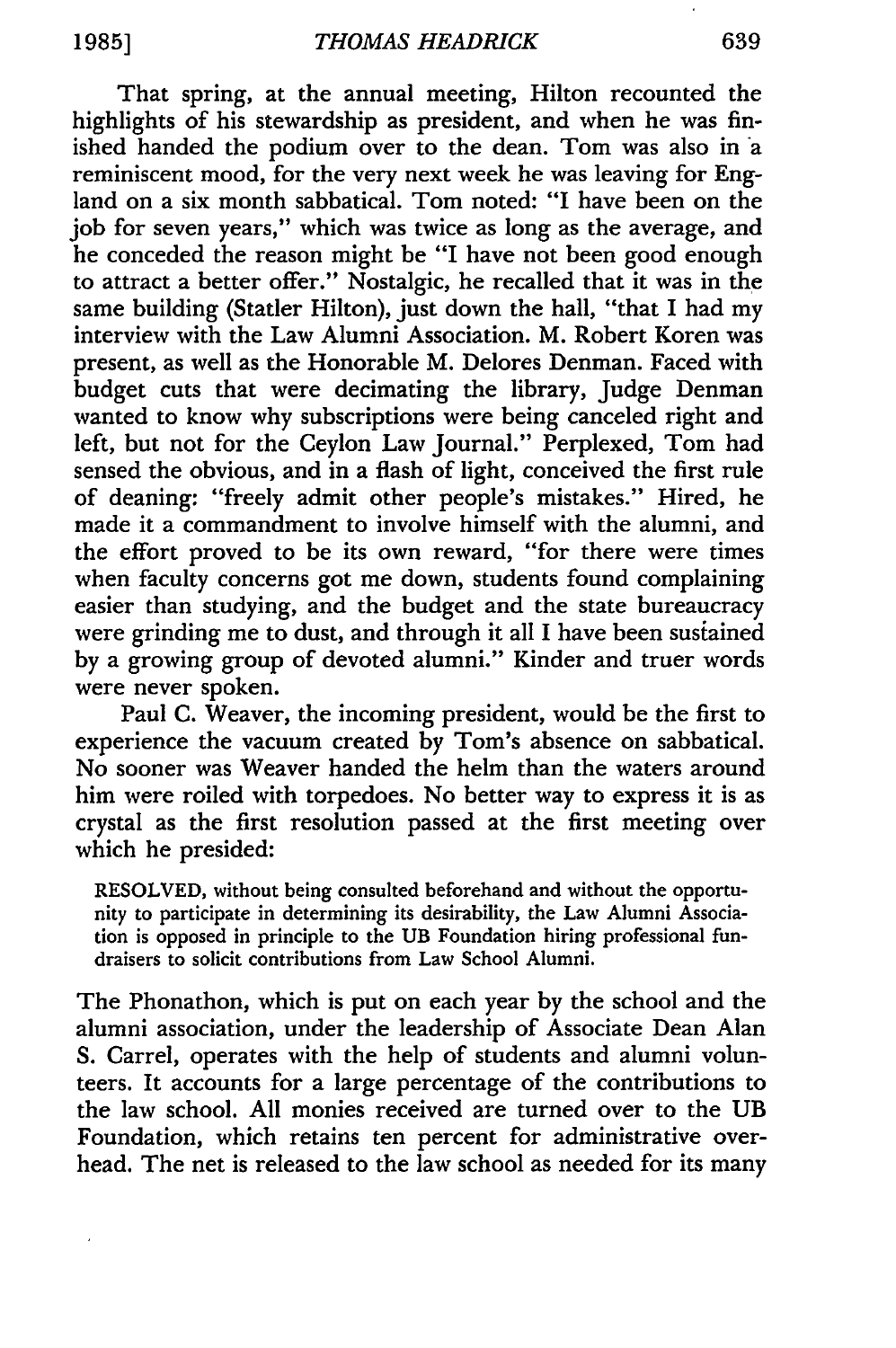That spring, at the annual meeting, Hilton recounted the highlights of his stewardship as president, and when he was finished handed the podium over to the dean. Tom was also in a reminiscent mood, for the very next week he was leaving for England on a six month sabbatical. Tom noted: "I have been on the job for seven years," which was twice as long as the average, and he conceded the reason might be "I have not been good enough to attract a better offer." Nostalgic, he recalled that it was in the same building (Statler Hilton), just down the hall, "that I had my interview with the Law Alumni Association. M. Robert Koren was present, as well as the Honorable M. Delores Denman. Faced with budget cuts that were decimating the library, Judge Denman wanted to know why subscriptions were being canceled right and left, but not for the Ceylon Law Journal." Perplexed, Tom had sensed the obvious, and in a flash of light, conceived the first rule of deaning: "freely admit other people's mistakes." Hired, he made it a commandment to involve himself with the alumni, and the effort proved to be its own reward, "for there were times when faculty concerns got me down, students found complaining easier than studying, and the budget and the state bureaucracy were grinding me to dust, and through it all I have been sustained by a growing group of devoted alumni." Kinder and truer words were never spoken.

Paul C. Weaver, the incoming president, would be the first to experience the vacuum created by Tom's absence on sabbatical. No sooner was Weaver handed the helm than the waters around him were roiled with torpedoes. No better way to express it is as crystal as the first resolution passed at the first meeting over which he presided:

> RESOLVED, without being consulted beforehand and without the opportunity to participate in determining its desirability, the Law Alumni Association is opposed in principle to the UB Foundation hiring professional fundraisers to solicit contributions from Law School Alumni.

The Phonathon, which is put on each year by the school and the alumni association, under the leadership of Associate Dean Alan S. Carrel, operates with the help of students and alumni volunteers. It accounts for a large percentage of the contributions to the law school. All monies received are turned over to the UB Foundation, which retains ten percent for administrative overhead. The net is released to the law school as needed for its many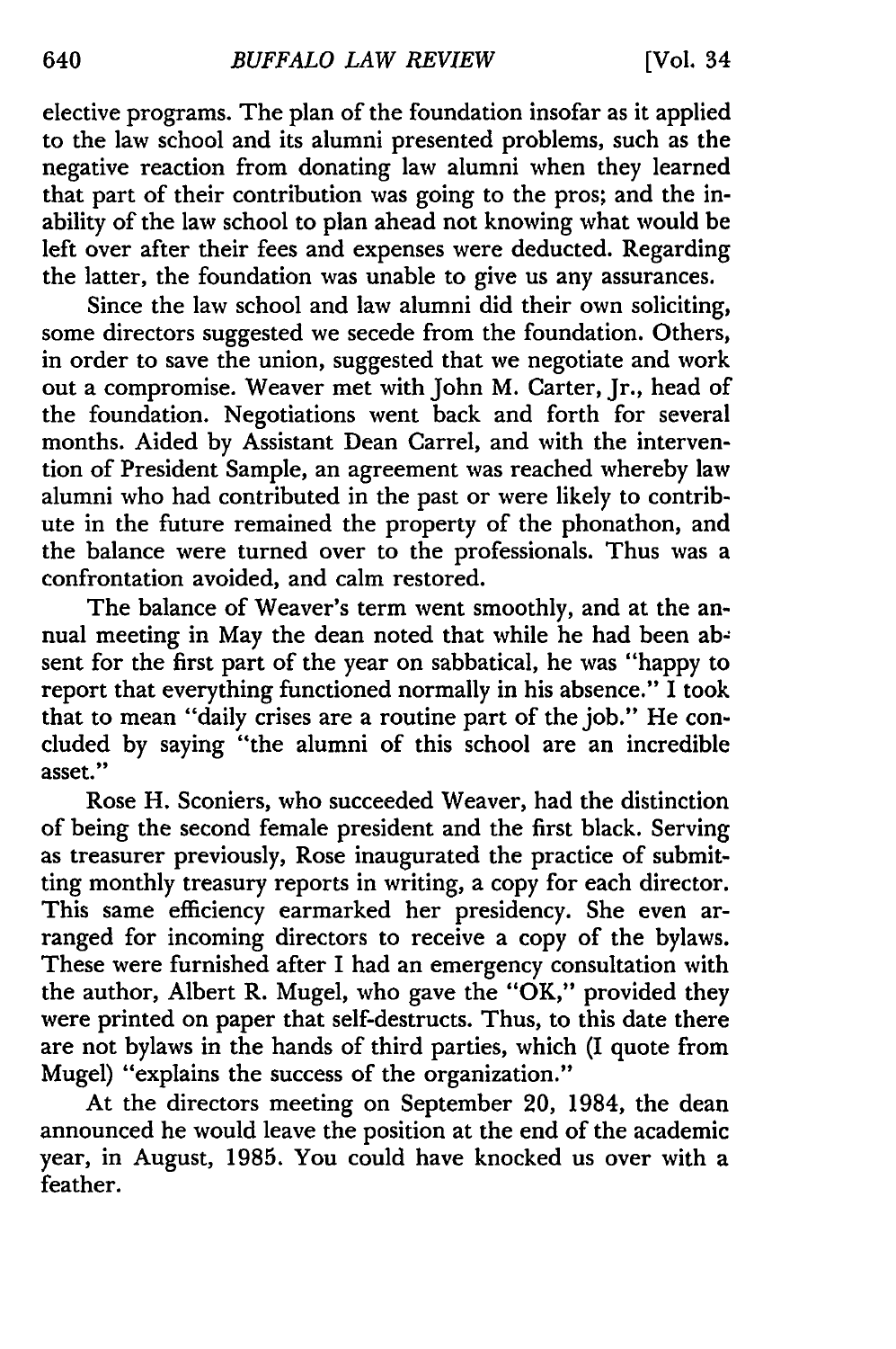elective programs. The plan of the foundation insofar as it applied to the law school and its alumni presented problems, such as the negative reaction from donating law alumni when they learned that part of their contribution was going to the pros; and the inability of the law school to plan ahead not knowing what would be left over after their fees and expenses were deducted. Regarding the latter, the foundation was unable to give us any assurances.

Since the law school and law alumni did their own soliciting, some directors suggested we secede from the foundation. Others, in order to save the union, suggested that we negotiate and work out a compromise. Weaver met with John M. Carter, Jr., head of the foundation. Negotiations went back and forth for several months. Aided by Assistant Dean Carrel, and with the intervention of President Sample, an agreement was reached whereby law alumni who had contributed in the past or were likely to contribute in the future remained the property of the phonathon, and the balance were turned over to the professionals. Thus was a confrontation avoided, and calm restored.

The balance of Weaver's term went smoothly, and at the annual meeting in May the dean noted that while he had been absent for the first part of the year on sabbatical, he was "happy to report that everything functioned normally in his absence." I took that to mean "daily crises are a routine part of the job." He concluded by saying "the alumni of this school are an incredible asset."

Rose H. Sconiers, who succeeded Weaver, had the distinction of being the second female president and the first black. Serving as treasurer previously, Rose inaugurated the practice of submitting monthly treasury reports in writing, a copy for each director. This same efficiency earmarked her presidency. She even arranged for incoming directors to receive a copy of the bylaws. These were furnished after I had an emergency consultation with the author, Albert R. Mugel, who gave the "OK," provided they were printed on paper that self-destructs. Thus, to this date there are not bylaws in the hands of third parties, which (I quote from Mugel) "explains the success of the organization."

At the directors meeting on September 20, 1984, the dean announced he would leave the position at the end of the academic year, in August, 1985. You could have knocked us over with a feather.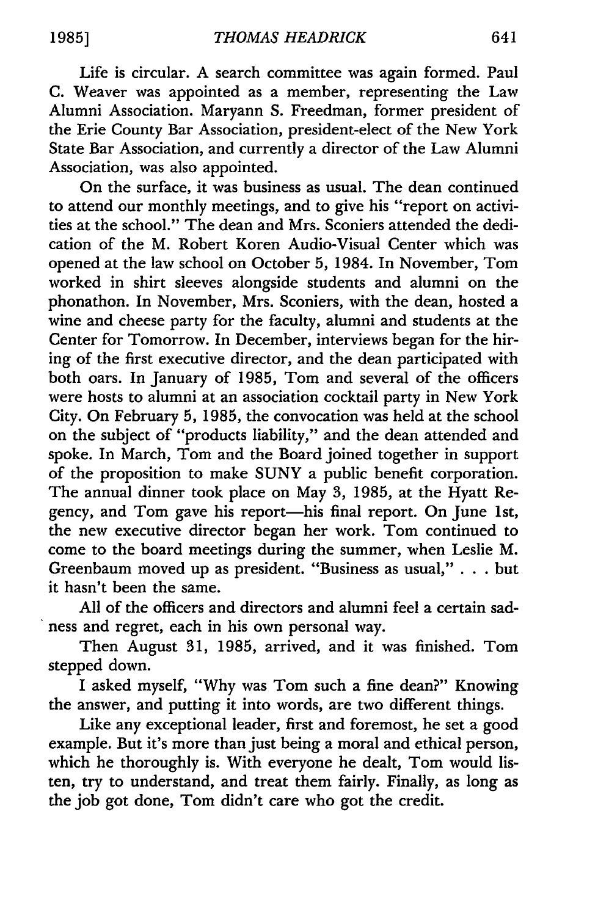Life is circular. A search committee was again formed. Paul C. Weaver was appointed as a member, representing the Law Alumni Association. Maryann S. Freedman, former president of the Erie County Bar Association, president-elect of the New York State Bar Association, and currently a director of the Law Alumni Association, was also appointed.

On the surface, it was business as usual. The dean continued to attend our monthly meetings, and to give his "report on activities at the school." The dean and Mrs. Sconiers attended the dedication of the M. Robert Koren Audio-Visual Center which was opened at the law school on October 5, 1984. In November, Tom worked in shirt sleeves alongside students and alumni on the phonathon. In November, Mrs. Sconiers, with the dean, hosted a wine and cheese party for the faculty, alumni and students at the Center for Tomorrow. In December, interviews began for the hiring of the first executive director, and the dean participated with both oars. In January of 1985, Tom and several of the officers were hosts to alumni at an association cocktail party in New York City. On February 5, 1985, the convocation was held at the school on the subject of "products liability," and the dean attended and spoke. In March, Tom and the Board joined together in support of the proposition to make SUNY a public benefit corporation. The annual dinner took place on May 3, 1985, at the Hyatt Regency, and Tom gave his report—his final report. On June 1st, the new executive director began her work. Tom continued to come to the board meetings during the summer, when Leslie M. Greenbaum moved up as president. "Business as usual," . . . but it hasn't been the same.

All of the officers and directors and alumni feel a certain sadness and regret, each in his own personal way.

Then August 31, 1985, arrived, and it was finished. Tom stepped down.

I asked myself, "Why was Tom such a fine dean?" Knowing the answer, and putting it into words, are two different things.

Like any exceptional leader, first and foremost, he set a good example. But it's more than just being a moral and ethical person, which he thoroughly is. With everyone he dealt, Tom would listen, try to understand, and treat them fairly. Finally, as long as the job got done, Tom didn't care who got the credit.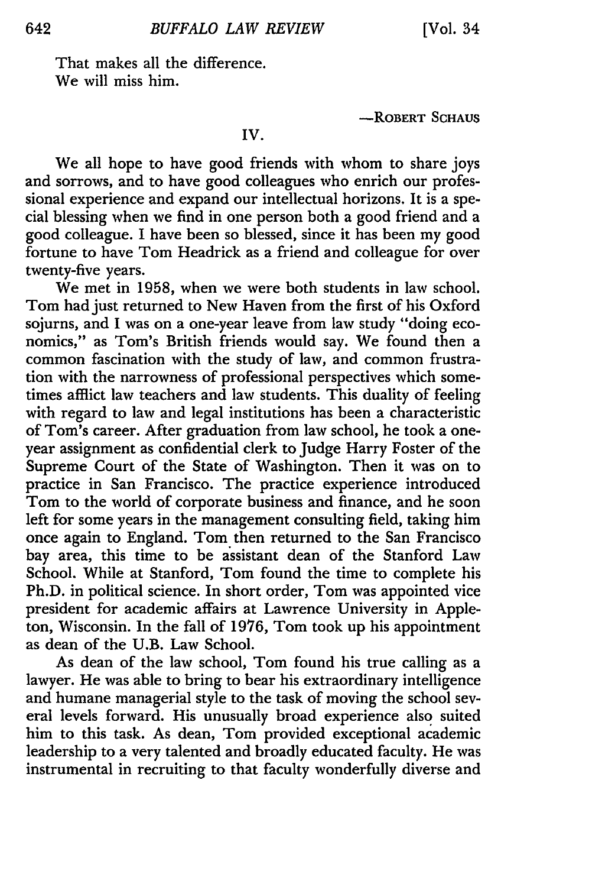That makes all the difference.
We will miss him.

—ROBERT SCHAUS

IV.

We all hope to have good friends with whom to share joys and sorrows, and to have good colleagues who enrich our professional experience and expand our intellectual horizons. It is a special blessing when we find in one person both a good friend and a good colleague. I have been so blessed, since it has been my good fortune to have Tom Headrick as a friend and colleague for over twenty-five years.

We met in 1958, when we were both students in law school. Tom had just returned to New Haven from the first of his Oxford sojurns, and I was on a one-year leave from law study "doing economics," as Tom's British friends would say. We found then a common fascination with the study of law, and common frustration with the narrowness of professional perspectives which sometimes afflict law teachers and law students. This duality of feeling with regard to law and legal institutions has been a characteristic of Tom's career. After graduation from law school, he took a one-year assignment as confidential clerk to Judge Harry Foster of the Supreme Court of the State of Washington. Then it was on to practice in San Francisco. The practice experience introduced Tom to the world of corporate business and finance, and he soon left for some years in the management consulting field, taking him once again to England. Tom then returned to the San Francisco bay area, this time to be assistant dean of the Stanford Law School. While at Stanford, Tom found the time to complete his Ph.D. in political science. In short order, Tom was appointed vice president for academic affairs at Lawrence University in Appleton, Wisconsin. In the fall of 1976, Tom took up his appointment as dean of the U.B. Law School.

As dean of the law school, Tom found his true calling as a lawyer. He was able to bring to bear his extraordinary intelligence and humane managerial style to the task of moving the school several levels forward. His unusually broad experience also suited him to this task. As dean, Tom provided exceptional academic leadership to a very talented and broadly educated faculty. He was instrumental in recruiting to that faculty wonderfully diverse and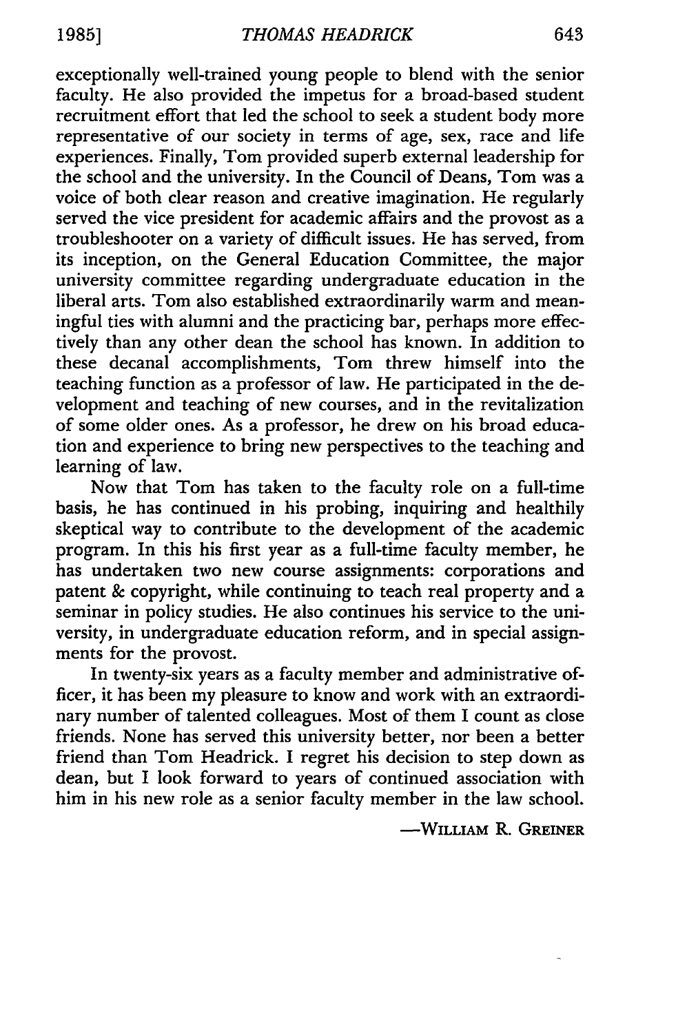exceptionally well-trained young people to blend with the senior faculty. He also provided the impetus for a broad-based student recruitment effort that led the school to seek a student body more representative of our society in terms of age, sex, race and life experiences. Finally, Tom provided superb external leadership for the school and the university. In the Council of Deans, Tom was a voice of both clear reason and creative imagination. He regularly served the vice president for academic affairs and the provost as a troubleshooter on a variety of difficult issues. He has served, from its inception, on the General Education Committee, the major university committee regarding undergraduate education in the liberal arts. Tom also established extraordinarily warm and meaningful ties with alumni and the practicing bar, perhaps more effectively than any other dean the school has known. In addition to these decanal accomplishments, Tom threw himself into the teaching function as a professor of law. He participated in the development and teaching of new courses, and in the revitalization of some older ones. As a professor, he drew on his broad education and experience to bring new perspectives to the teaching and learning of law.

Now that Tom has taken to the faculty role on a full-time basis, he has continued in his probing, inquiring and healthily skeptical way to contribute to the development of the academic program. In this his first year as a full-time faculty member, he has undertaken two new course assignments: corporations and patent & copyright, while continuing to teach real property and a seminar in policy studies. He also continues his service to the university, in undergraduate education reform, and in special assignments for the provost.

In twenty-six years as a faculty member and administrative officer, it has been my pleasure to know and work with an extraordinary number of talented colleagues. Most of them I count as close friends. None has served this university better, nor been a better friend than Tom Headrick. I regret his decision to step down as dean, but I look forward to years of continued association with him in his new role as a senior faculty member in the law school.

—WILLIAM R. GREINER